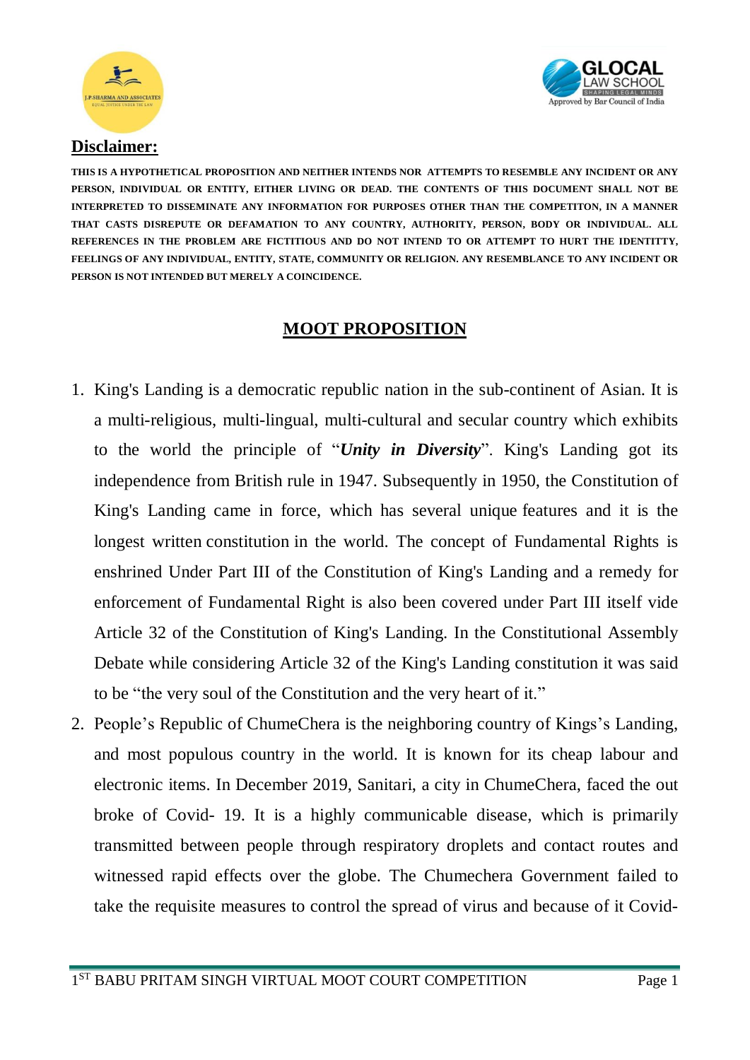## Disclaimer:

**THIS IS A HYPOTHETICAL PROPOSITION AND NEITHER INTENDS NOR ATTEMPTS TO RESEMBLE ANY INCIDENT OR ANY PERSON, INDIVIDUAL OR ENTITY, EITHER LIVING OR DEAD. THE CONTENTS OF THIS DOCUMENT SHALL NOT BE INTERPRETED TO DISSEMINATE ANY INFORMATION FOR PURPOSES OTHER THAN THE COMPETITON, IN A MANNER THAT CASTS DISREPUTE OR DEFAMATION TO ANY COUNTRY, AUTHORITY, PERSON, BODY OR INDIVIDUAL. ALL REFERENCES IN THE PROBLEM ARE FICTITIOUS AND DO NOT INTEND TO OR ATTEMPT TO HURT THE IDENTITTY, FEELINGS OF ANY INDIVIDUAL, ENTITY, STATE, COMMUNITY OR RELIGION. ANY RESEMBLANCE TO ANY INCIDENT OR PERSON IS NOT INTENDED BUT MERELY A COINCIDENCE.**

# MOOT PROPOSITION

1. King's Landing is a democratic republic nation in the sub-continent of Asian. It is a multi-religious, multi-lingual, multi-cultural and secular country which exhibits to the world the principle of "***Unity in Diversity***". King's Landing got its independence from British rule in 1947. Subsequently in 1950, the Constitution of King's Landing came in force, which has several unique features and it is the longest written constitution in the world. The concept of Fundamental Rights is enshrined Under Part III of the Constitution of King's Landing and a remedy for enforcement of Fundamental Right is also been covered under Part III itself vide Article 32 of the Constitution of King's Landing. In the Constitutional Assembly Debate while considering Article 32 of the King's Landing constitution it was said to be "the very soul of the Constitution and the very heart of it."
2. People's Republic of ChumeChera is the neighboring country of Kings's Landing, and most populous country in the world. It is known for its cheap labour and electronic items. In December 2019, Sanitari, a city in ChumeChera, faced the out broke of Covid- 19. It is a highly communicable disease, which is primarily transmitted between people through respiratory droplets and contact routes and witnessed rapid effects over the globe. The Chumechera Government failed to take the requisite measures to control the spread of virus and because of it Covid-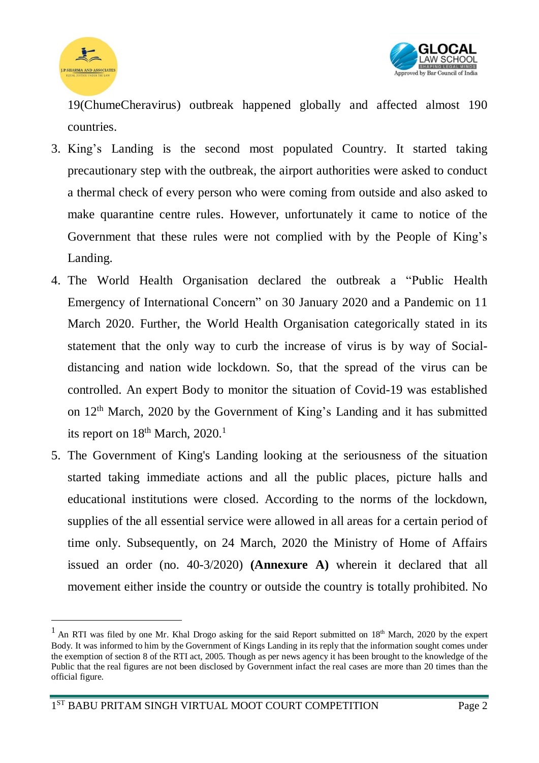19(ChumeCheravirus) outbreak happened globally and affected almost 190 countries.

3. King's Landing is the second most populated Country. It started taking precautionary step with the outbreak, the airport authorities were asked to conduct a thermal check of every person who were coming from outside and also asked to make quarantine centre rules. However, unfortunately it came to notice of the Government that these rules were not complied with by the People of King's Landing.
4. The World Health Organisation declared the outbreak a "Public Health Emergency of International Concern" on 30 January 2020 and a Pandemic on 11 March 2020. Further, the World Health Organisation categorically stated in its statement that the only way to curb the increase of virus is by way of Social-distancing and nation wide lockdown. So, that the spread of the virus can be controlled. An expert Body to monitor the situation of Covid-19 was established on 12th March, 2020 by the Government of King's Landing and it has submitted its report on 18th March, 2020.[1]
5. The Government of King's Landing looking at the seriousness of the situation started taking immediate actions and all the public places, picture halls and educational institutions were closed. According to the norms of the lockdown, supplies of the all essential service were allowed in all areas for a certain period of time only. Subsequently, on 24 March, 2020 the Ministry of Home of Affairs issued an order (no. 40-3/2020) **(Annexure A)** wherein it declared that all movement either inside the country or outside the country is totally prohibited. No

---

[1] An RTI was filed by one Mr. Khal Drogo asking for the said Report submitted on 18th March, 2020 by the expert Body. It was informed to him by the Government of Kings Landing in its reply that the information sought comes under the exemption of section 8 of the RTI act, 2005. Though as per news agency it has been brought to the knowledge of the Public that the real figures are not been disclosed by Government infact the real cases are more than 20 times than the official figure.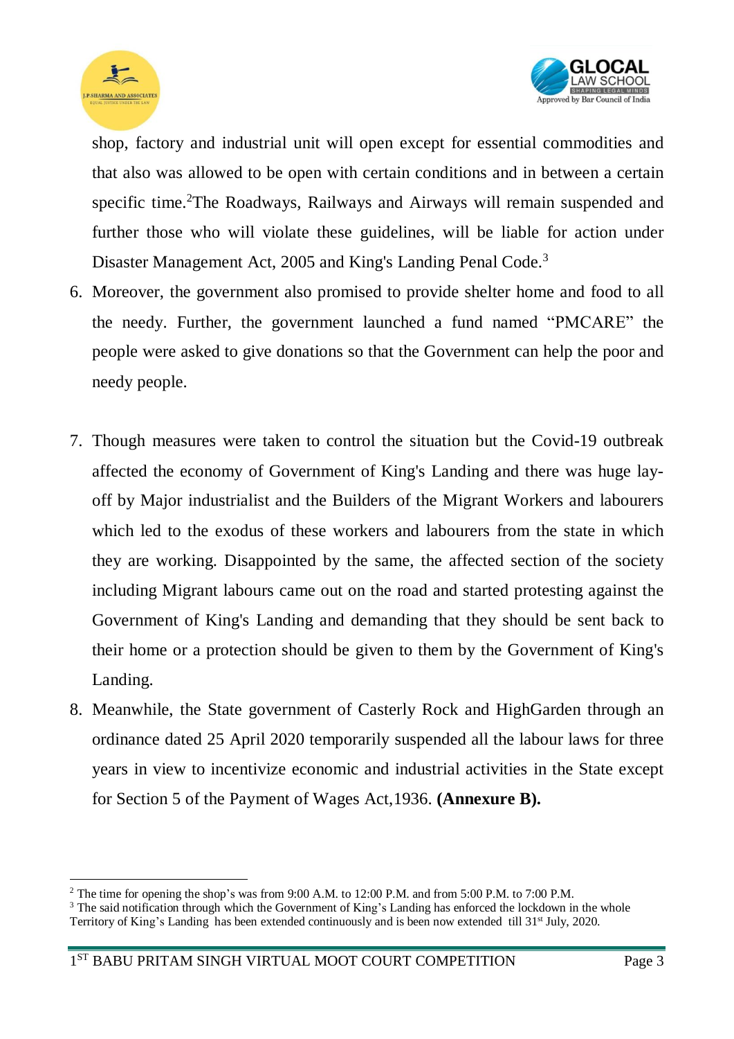shop, factory and industrial unit will open except for essential commodities and that also was allowed to be open with certain conditions and in between a certain specific time.[2]The Roadways, Railways and Airways will remain suspended and further those who will violate these guidelines, will be liable for action under Disaster Management Act, 2005 and King's Landing Penal Code.[3]

6. Moreover, the government also promised to provide shelter home and food to all the needy. Further, the government launched a fund named “PMCARE” the people were asked to give donations so that the Government can help the poor and needy people.

7. Though measures were taken to control the situation but the Covid-19 outbreak affected the economy of Government of King's Landing and there was huge lay-off by Major industrialist and the Builders of the Migrant Workers and labourers which led to the exodus of these workers and labourers from the state in which they are working. Disappointed by the same, the affected section of the society including Migrant labours came out on the road and started protesting against the Government of King's Landing and demanding that they should be sent back to their home or a protection should be given to them by the Government of King's Landing.

8. Meanwhile, the State government of Casterly Rock and HighGarden through an ordinance dated 25 April 2020 temporarily suspended all the labour laws for three years in view to incentivize economic and industrial activities in the State except for Section 5 of the Payment of Wages Act,1936. **(Annexure B).**

---

[2] The time for opening the shop’s was from 9:00 A.M. to 12:00 P.M. and from 5:00 P.M. to 7:00 P.M.

[3] The said notification through which the Government of King’s Landing has enforced the lockdown in the whole Territory of King’s Landing has been extended continuously and is been now extended till 31st July, 2020.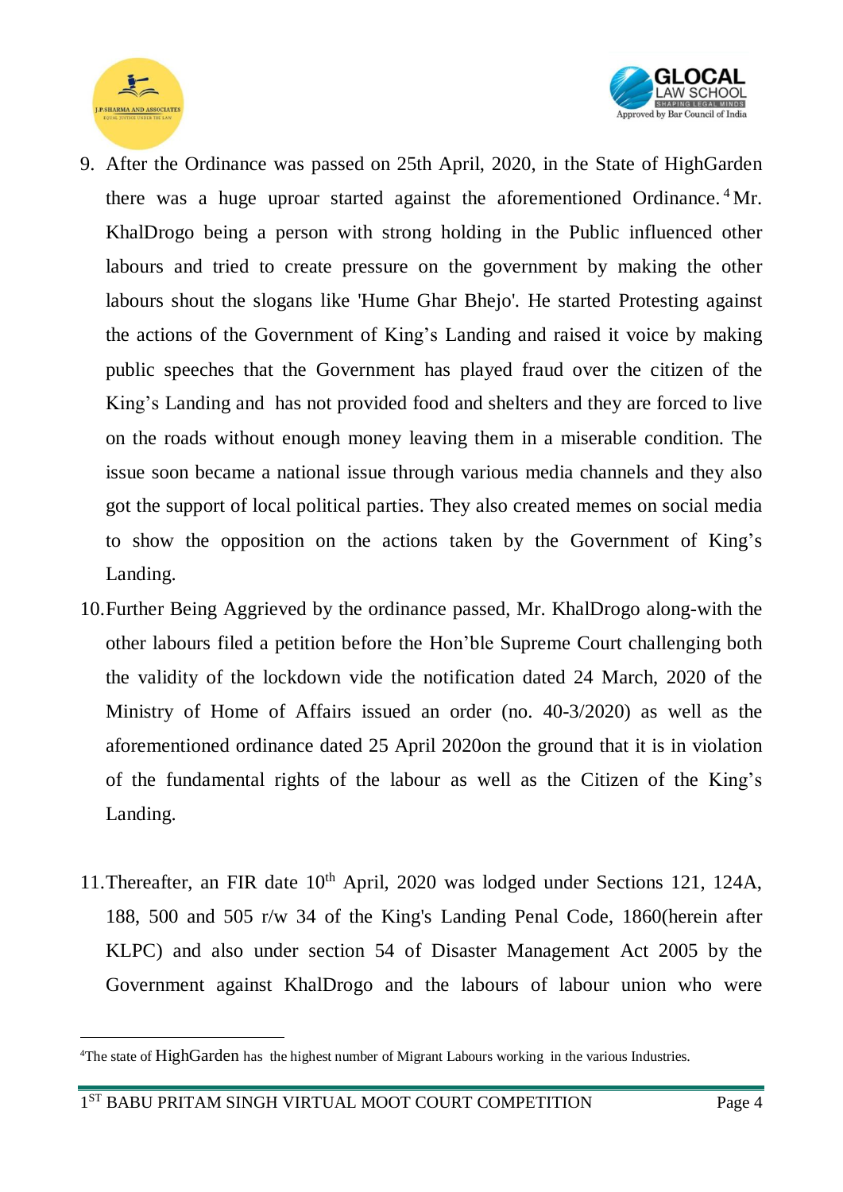9. After the Ordinance was passed on 25th April, 2020, in the State of HighGarden there was a huge uproar started against the aforementioned Ordinance.[4] Mr. KhalDrogo being a person with strong holding in the Public influenced other labours and tried to create pressure on the government by making the other labours shout the slogans like 'Hume Ghar Bhejo'. He started Protesting against the actions of the Government of King's Landing and raised it voice by making public speeches that the Government has played fraud over the citizen of the King's Landing and has not provided food and shelters and they are forced to live on the roads without enough money leaving them in a miserable condition. The issue soon became a national issue through various media channels and they also got the support of local political parties. They also created memes on social media to show the opposition on the actions taken by the Government of King's Landing.
10. Further Being Aggrieved by the ordinance passed, Mr. KhalDrogo along-with the other labours filed a petition before the Hon'ble Supreme Court challenging both the validity of the lockdown vide the notification dated 24 March, 2020 of the Ministry of Home of Affairs issued an order (no. 40-3/2020) as well as the aforementioned ordinance dated 25 April 2020on the ground that it is in violation of the fundamental rights of the labour as well as the Citizen of the King's Landing.
11. Thereafter, an FIR date 10th April, 2020 was lodged under Sections 121, 124A, 188, 500 and 505 r/w 34 of the King's Landing Penal Code, 1860(herein after KLPC) and also under section 54 of Disaster Management Act 2005 by the Government against KhalDrogo and the labours of labour union who were

[4] The state of HighGarden has the highest number of Migrant Labours working in the various Industries.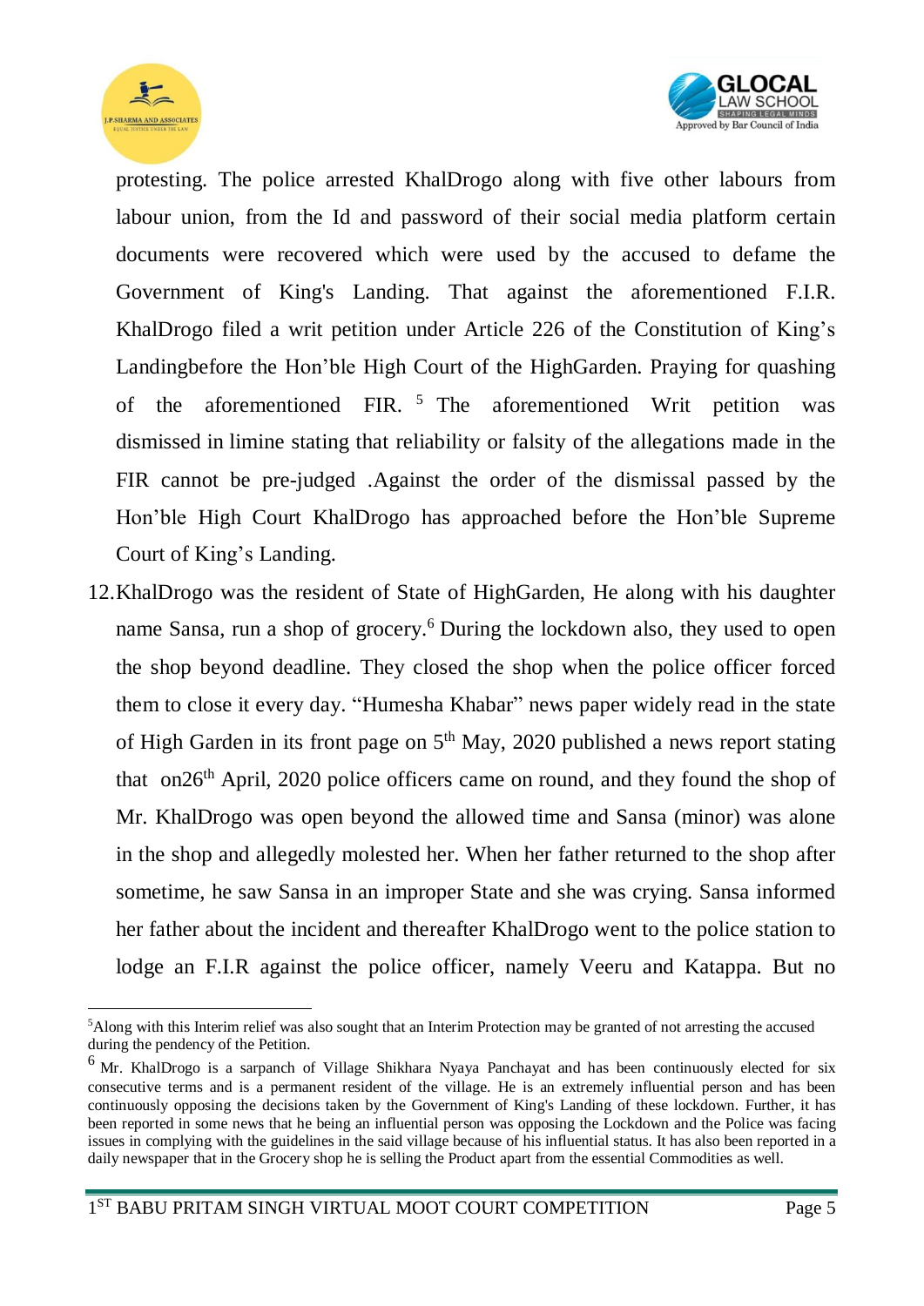protesting. The police arrested KhalDrogo along with five other labours from labour union, from the Id and password of their social media platform certain documents were recovered which were used by the accused to defame the Government of King's Landing. That against the aforementioned F.I.R. KhalDrogo filed a writ petition under Article 226 of the Constitution of King's Landingbefore the Hon'ble High Court of the HighGarden. Praying for quashing of the aforementioned FIR. [5] The aforementioned Writ petition was dismissed in limine stating that reliability or falsity of the allegations made in the FIR cannot be pre-judged .Against the order of the dismissal passed by the Hon'ble High Court KhalDrogo has approached before the Hon'ble Supreme Court of King's Landing.

12. KhalDrogo was the resident of State of HighGarden, He along with his daughter name Sansa, run a shop of grocery.[6] During the lockdown also, they used to open the shop beyond deadline. They closed the shop when the police officer forced them to close it every day. "Humesha Khabar" news paper widely read in the state of High Garden in its front page on 5th May, 2020 published a news report stating that on26th April, 2020 police officers came on round, and they found the shop of Mr. KhalDrogo was open beyond the allowed time and Sansa (minor) was alone in the shop and allegedly molested her. When her father returned to the shop after sometime, he saw Sansa in an improper State and she was crying. Sansa informed her father about the incident and thereafter KhalDrogo went to the police station to lodge an F.I.R against the police officer, namely Veeru and Katappa. But no

---

[5] Along with this Interim relief was also sought that an Interim Protection may be granted of not arresting the accused during the pendency of the Petition.

[6] Mr. KhalDrogo is a sarpanch of Village Shikhara Nyaya Panchayat and has been continuously elected for six consecutive terms and is a permanent resident of the village. He is an extremely influential person and has been continuously opposing the decisions taken by the Government of King's Landing of these lockdown. Further, it has been reported in some news that he being an influential person was opposing the Lockdown and the Police was facing issues in complying with the guidelines in the said village because of his influential status. It has also been reported in a daily newspaper that in the Grocery shop he is selling the Product apart from the essential Commodities as well.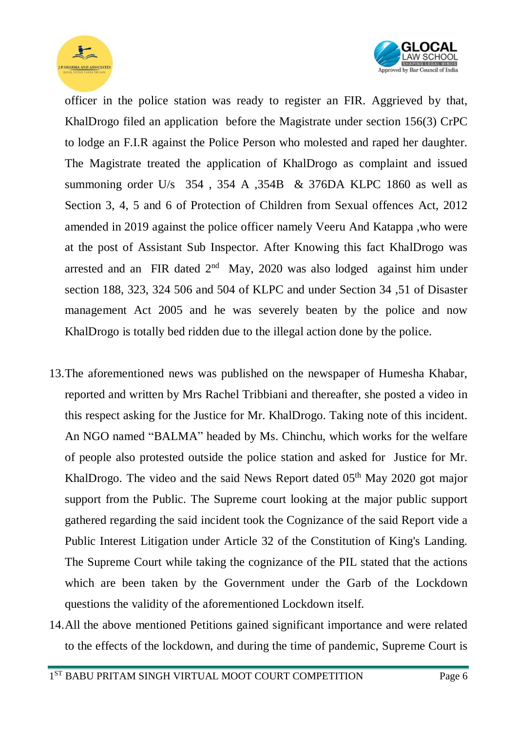officer in the police station was ready to register an FIR. Aggrieved by that, KhalDrogo filed an application before the Magistrate under section 156(3) CrPC to lodge an F.I.R against the Police Person who molested and raped her daughter. The Magistrate treated the application of KhalDrogo as complaint and issued summoning order U/s 354 , 354 A ,354B & 376DA KLPC 1860 as well as Section 3, 4, 5 and 6 of Protection of Children from Sexual offences Act, 2012 amended in 2019 against the police officer namely Veeru And Katappa ,who were at the post of Assistant Sub Inspector. After Knowing this fact KhalDrogo was arrested and an FIR dated 2nd May, 2020 was also lodged against him under section 188, 323, 324 506 and 504 of KLPC and under Section 34 ,51 of Disaster management Act 2005 and he was severely beaten by the police and now KhalDrogo is totally bed ridden due to the illegal action done by the police.

13. The aforementioned news was published on the newspaper of Humesha Khabar, reported and written by Mrs Rachel Tribbiani and thereafter, she posted a video in this respect asking for the Justice for Mr. KhalDrogo. Taking note of this incident. An NGO named "BALMA" headed by Ms. Chinchu, which works for the welfare of people also protested outside the police station and asked for Justice for Mr. KhalDrogo. The video and the said News Report dated 05th May 2020 got major support from the Public. The Supreme court looking at the major public support gathered regarding the said incident took the Cognizance of the said Report vide a Public Interest Litigation under Article 32 of the Constitution of King's Landing. The Supreme Court while taking the cognizance of the PIL stated that the actions which are been taken by the Government under the Garb of the Lockdown questions the validity of the aforementioned Lockdown itself.

14. All the above mentioned Petitions gained significant importance and were related to the effects of the lockdown, and during the time of pandemic, Supreme Court is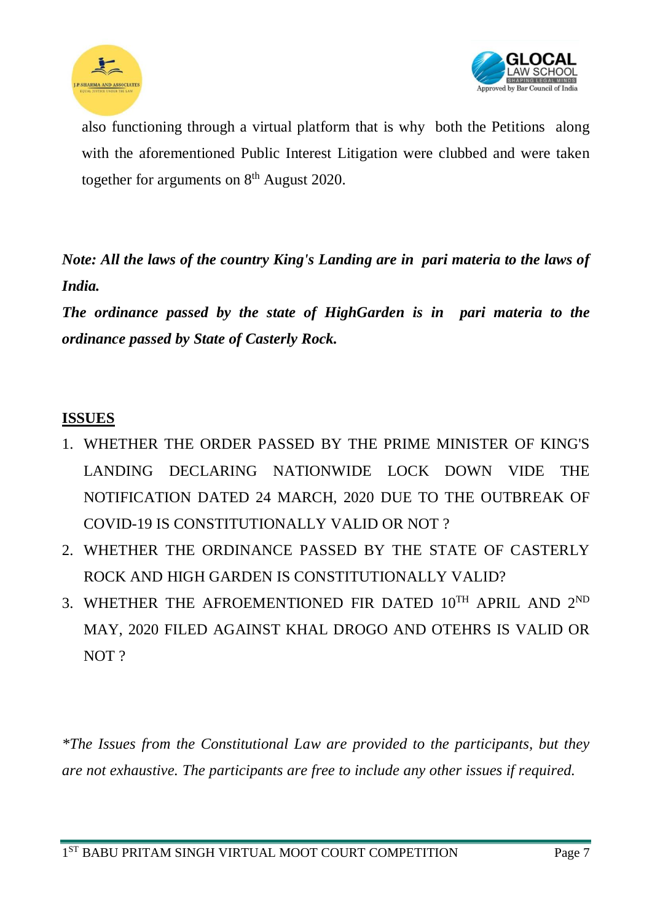also functioning through a virtual platform that is why both the Petitions along with the aforementioned Public Interest Litigation were clubbed and were taken together for arguments on 8th August 2020.

***Note: All the laws of the country King's Landing are in pari materia to the laws of India.***

***The ordinance passed by the state of HighGarden is in pari materia to the ordinance passed by State of Casterly Rock.***

## ISSUES

1. WHETHER THE ORDER PASSED BY THE PRIME MINISTER OF KING'S LANDING DECLARING NATIONWIDE LOCK DOWN VIDE THE NOTIFICATION DATED 24 MARCH, 2020 DUE TO THE OUTBREAK OF COVID-19 IS CONSTITUTIONALLY VALID OR NOT ?
2. WHETHER THE ORDINANCE PASSED BY THE STATE OF CASTERLY ROCK AND HIGH GARDEN IS CONSTITUTIONALLY VALID?
3. WHETHER THE AFROEMENTIONED FIR DATED 10TH APRIL AND 2ND MAY, 2020 FILED AGAINST KHAL DROGO AND OTEHRS IS VALID OR NOT ?

*\*The Issues from the Constitutional Law are provided to the participants, but they are not exhaustive. The participants are free to include any other issues if required.*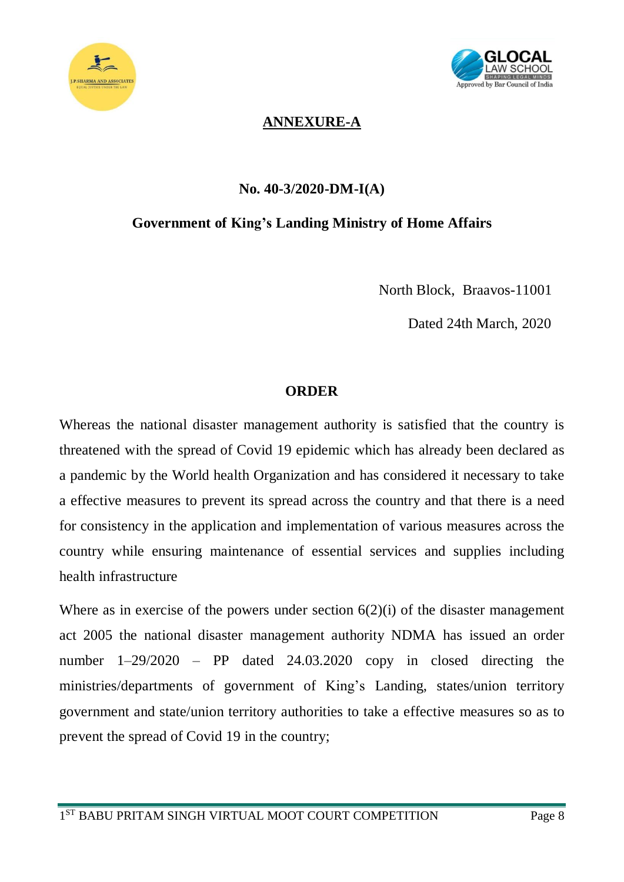## ANNEXURE-A

**No. 40-3/2020-DM-I(A)**

**Government of King's Landing Ministry of Home Affairs**

North Block, Braavos-11001

Dated 24th March, 2020

**ORDER**

Whereas the national disaster management authority is satisfied that the country is threatened with the spread of Covid 19 epidemic which has already been declared as a pandemic by the World health Organization and has considered it necessary to take a effective measures to prevent its spread across the country and that there is a need for consistency in the application and implementation of various measures across the country while ensuring maintenance of essential services and supplies including health infrastructure

Where as in exercise of the powers under section 6(2)(i) of the disaster management act 2005 the national disaster management authority NDMA has issued an order number 1–29/2020 – PP dated 24.03.2020 copy in closed directing the ministries/departments of government of King's Landing, states/union territory government and state/union territory authorities to take a effective measures so as to prevent the spread of Covid 19 in the country;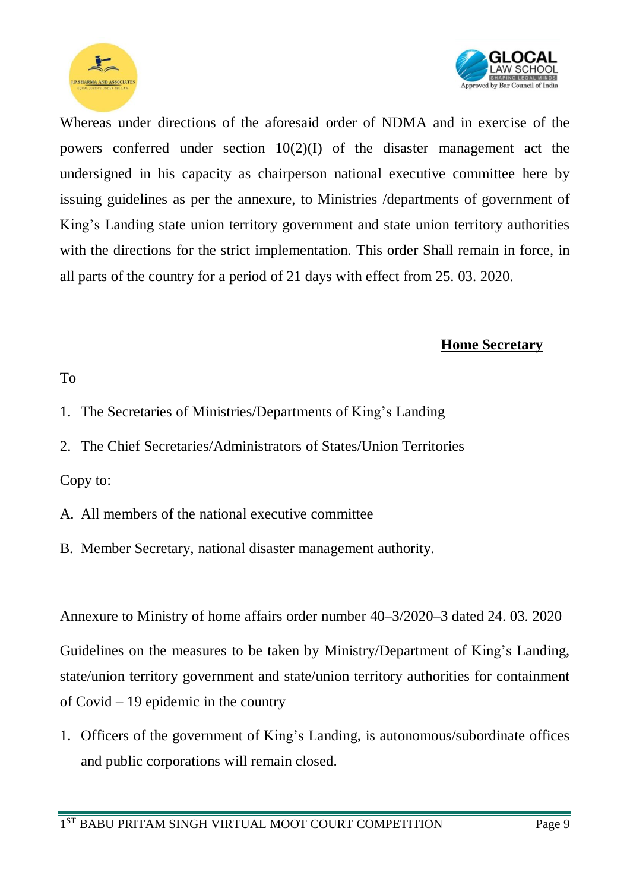Whereas under directions of the aforesaid order of NDMA and in exercise of the powers conferred under section 10(2)(I) of the disaster management act the undersigned in his capacity as chairperson national executive committee here by issuing guidelines as per the annexure, to Ministries /departments of government of King's Landing state union territory government and state union territory authorities with the directions for the strict implementation. This order Shall remain in force, in all parts of the country for a period of 21 days with effect from 25. 03. 2020.

**Home Secretary**

To

1. The Secretaries of Ministries/Departments of King's Landing
2. The Chief Secretaries/Administrators of States/Union Territories

Copy to:

A. All members of the national executive committee

B. Member Secretary, national disaster management authority.

Annexure to Ministry of home affairs order number 40–3/2020–3 dated 24. 03. 2020

Guidelines on the measures to be taken by Ministry/Department of King's Landing, state/union territory government and state/union territory authorities for containment of Covid – 19 epidemic in the country

1. Officers of the government of King's Landing, is autonomous/subordinate offices and public corporations will remain closed.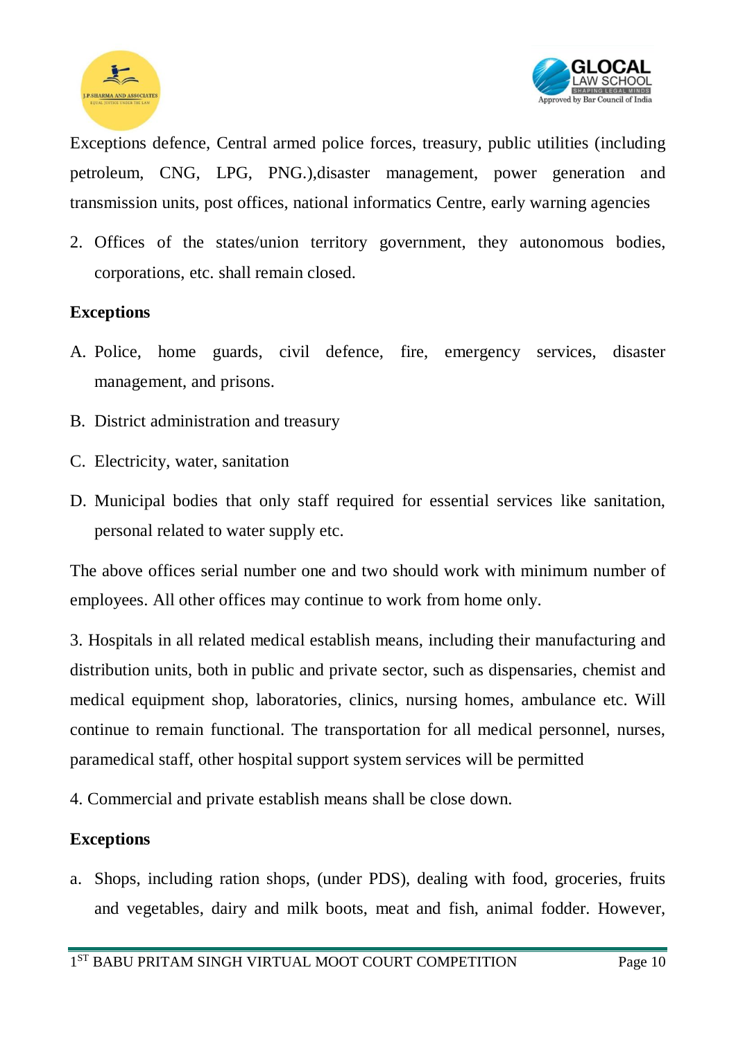Exceptions defence, Central armed police forces, treasury, public utilities (including petroleum, CNG, LPG, PNG.),disaster management, power generation and transmission units, post offices, national informatics Centre, early warning agencies

2. Offices of the states/union territory government, they autonomous bodies, corporations, etc. shall remain closed.

**Exceptions**

A. Police, home guards, civil defence, fire, emergency services, disaster management, and prisons.

B. District administration and treasury

C. Electricity, water, sanitation

D. Municipal bodies that only staff required for essential services like sanitation, personal related to water supply etc.

The above offices serial number one and two should work with minimum number of employees. All other offices may continue to work from home only.

3. Hospitals in all related medical establish means, including their manufacturing and distribution units, both in public and private sector, such as dispensaries, chemist and medical equipment shop, laboratories, clinics, nursing homes, ambulance etc. Will continue to remain functional. The transportation for all medical personnel, nurses, paramedical staff, other hospital support system services will be permitted

4. Commercial and private establish means shall be close down.

**Exceptions**

a. Shops, including ration shops, (under PDS), dealing with food, groceries, fruits and vegetables, dairy and milk boots, meat and fish, animal fodder. However,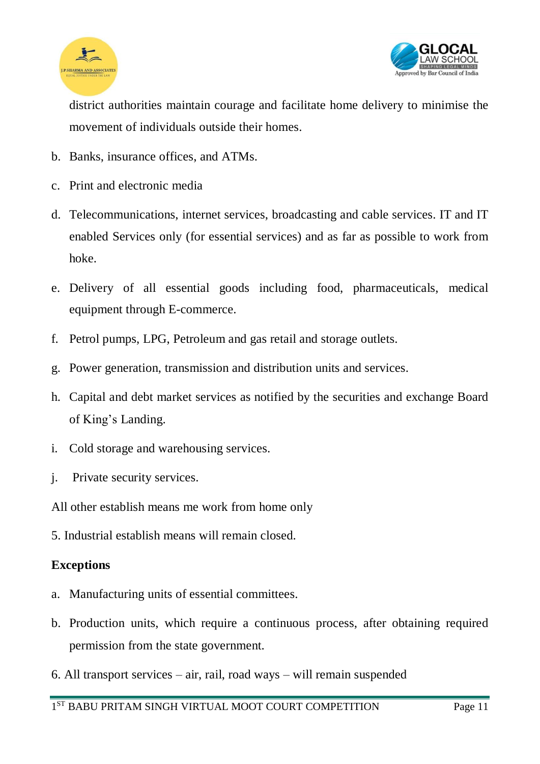district authorities maintain courage and facilitate home delivery to minimise the movement of individuals outside their homes.

b. Banks, insurance offices, and ATMs.

c. Print and electronic media

d. Telecommunications, internet services, broadcasting and cable services. IT and IT enabled Services only (for essential services) and as far as possible to work from hoke.

e. Delivery of all essential goods including food, pharmaceuticals, medical equipment through E-commerce.

f. Petrol pumps, LPG, Petroleum and gas retail and storage outlets.

g. Power generation, transmission and distribution units and services.

h. Capital and debt market services as notified by the securities and exchange Board of King's Landing.

i. Cold storage and warehousing services.

j. Private security services.

All other establish means me work from home only

5. Industrial establish means will remain closed.

**Exceptions**

a. Manufacturing units of essential committees.

b. Production units, which require a continuous process, after obtaining required permission from the state government.

6. All transport services – air, rail, road ways – will remain suspended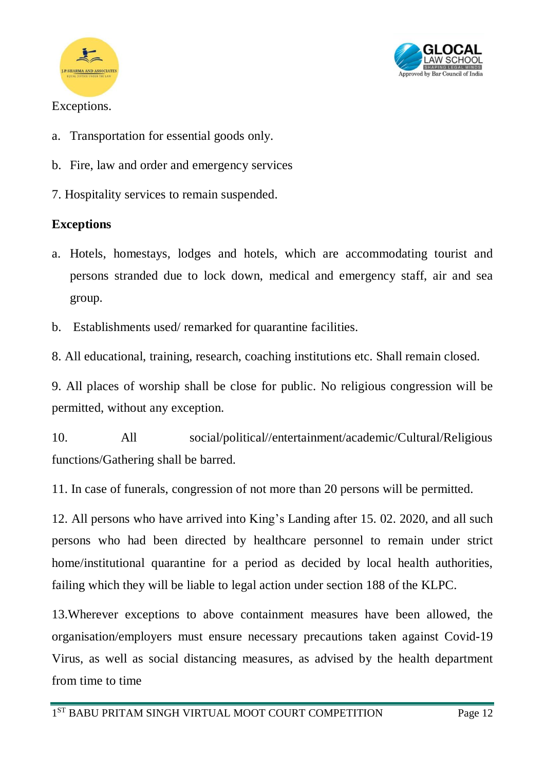Exceptions.

a. Transportation for essential goods only.

b. Fire, law and order and emergency services

7. Hospitality services to remain suspended.

**Exceptions**

a. Hotels, homestays, lodges and hotels, which are accommodating tourist and persons stranded due to lock down, medical and emergency staff, air and sea group.

b. Establishments used/ remarked for quarantine facilities.

8. All educational, training, research, coaching institutions etc. Shall remain closed.

9. All places of worship shall be close for public. No religious congression will be permitted, without any exception.

10. All social/political//entertainment/academic/Cultural/Religious functions/Gathering shall be barred.

11. In case of funerals, congression of not more than 20 persons will be permitted.

12. All persons who have arrived into King's Landing after 15. 02. 2020, and all such persons who had been directed by healthcare personnel to remain under strict home/institutional quarantine for a period as decided by local health authorities, failing which they will be liable to legal action under section 188 of the KLPC.

13.Wherever exceptions to above containment measures have been allowed, the organisation/employers must ensure necessary precautions taken against Covid-19 Virus, as well as social distancing measures, as advised by the health department from time to time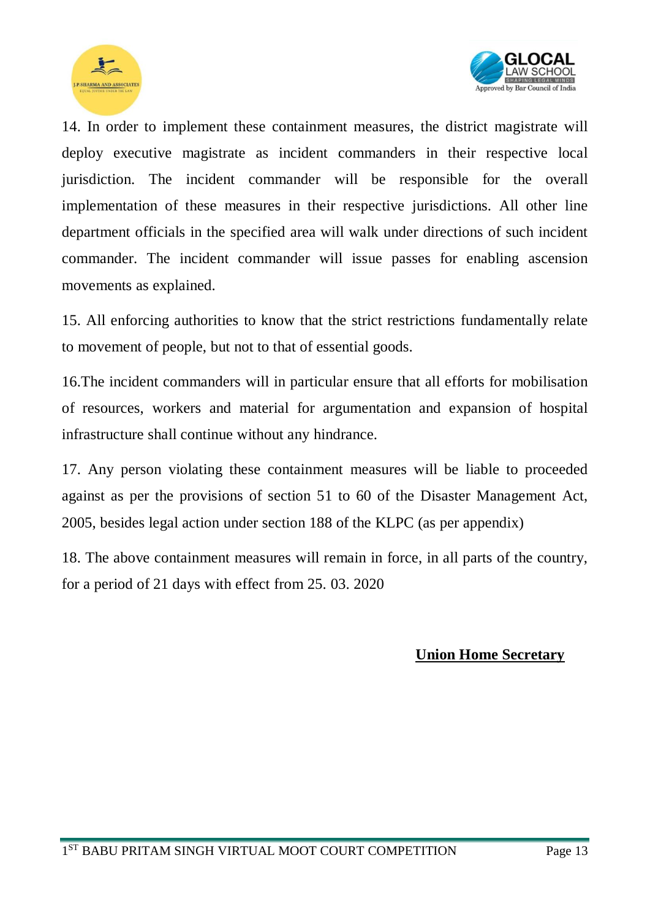14. In order to implement these containment measures, the district magistrate will deploy executive magistrate as incident commanders in their respective local jurisdiction. The incident commander will be responsible for the overall implementation of these measures in their respective jurisdictions. All other line department officials in the specified area will walk under directions of such incident commander. The incident commander will issue passes for enabling ascension movements as explained.

15. All enforcing authorities to know that the strict restrictions fundamentally relate to movement of people, but not to that of essential goods.

16.The incident commanders will in particular ensure that all efforts for mobilisation of resources, workers and material for argumentation and expansion of hospital infrastructure shall continue without any hindrance.

17. Any person violating these containment measures will be liable to proceeded against as per the provisions of section 51 to 60 of the Disaster Management Act, 2005, besides legal action under section 188 of the KLPC (as per appendix)

18. The above containment measures will remain in force, in all parts of the country, for a period of 21 days with effect from 25. 03. 2020

**Union Home Secretary**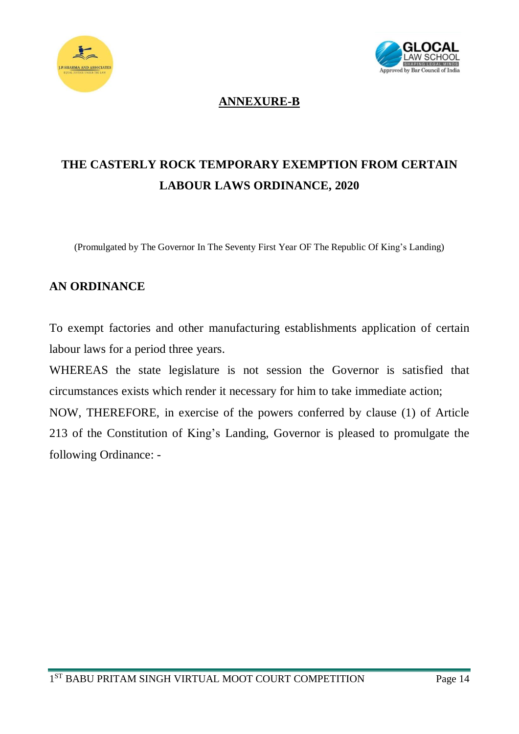## ANNEXURE-B

# THE CASTERLY ROCK TEMPORARY EXEMPTION FROM CERTAIN LABOUR LAWS ORDINANCE, 2020

(Promulgated by The Governor In The Seventy First Year OF The Republic Of King's Landing)

### AN ORDINANCE

To exempt factories and other manufacturing establishments application of certain labour laws for a period three years.

WHEREAS the state legislature is not session the Governor is satisfied that circumstances exists which render it necessary for him to take immediate action;

NOW, THEREFORE, in exercise of the powers conferred by clause (1) of Article 213 of the Constitution of King's Landing, Governor is pleased to promulgate the following Ordinance: -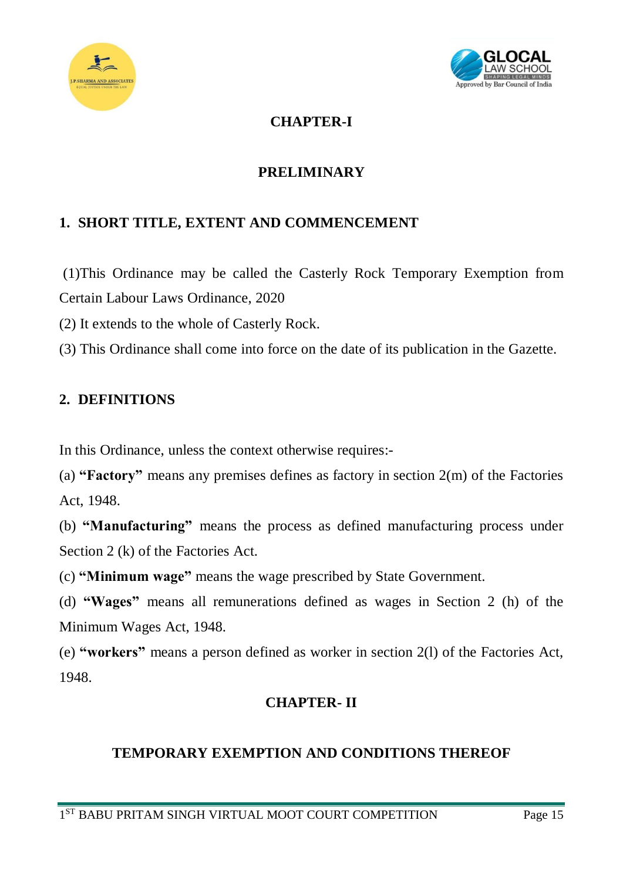## CHAPTER-I

## PRELIMINARY

### 1. SHORT TITLE, EXTENT AND COMMENCEMENT

(1)This Ordinance may be called the Casterly Rock Temporary Exemption from Certain Labour Laws Ordinance, 2020

(2) It extends to the whole of Casterly Rock.

(3) This Ordinance shall come into force on the date of its publication in the Gazette.

### 2. DEFINITIONS

In this Ordinance, unless the context otherwise requires:-

(a) **"Factory"** means any premises defines as factory in section 2(m) of the Factories Act, 1948.

(b) **"Manufacturing"** means the process as defined manufacturing process under Section 2 (k) of the Factories Act.

(c) **"Minimum wage"** means the wage prescribed by State Government.

(d) **"Wages"** means all remunerations defined as wages in Section 2 (h) of the Minimum Wages Act, 1948.

(e) **"workers"** means a person defined as worker in section 2(l) of the Factories Act, 1948.

## CHAPTER- II

## TEMPORARY EXEMPTION AND CONDITIONS THEREOF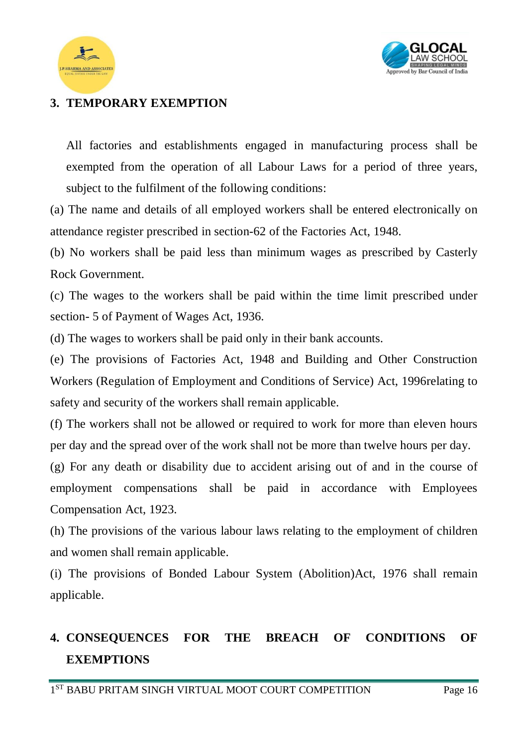## 3. TEMPORARY EXEMPTION

All factories and establishments engaged in manufacturing process shall be exempted from the operation of all Labour Laws for a period of three years, subject to the fulfilment of the following conditions:

(a) The name and details of all employed workers shall be entered electronically on attendance register prescribed in section-62 of the Factories Act, 1948.

(b) No workers shall be paid less than minimum wages as prescribed by Casterly Rock Government.

(c) The wages to the workers shall be paid within the time limit prescribed under section- 5 of Payment of Wages Act, 1936.

(d) The wages to workers shall be paid only in their bank accounts.

(e) The provisions of Factories Act, 1948 and Building and Other Construction Workers (Regulation of Employment and Conditions of Service) Act, 1996relating to safety and security of the workers shall remain applicable.

(f) The workers shall not be allowed or required to work for more than eleven hours per day and the spread over of the work shall not be more than twelve hours per day.

(g) For any death or disability due to accident arising out of and in the course of employment compensations shall be paid in accordance with Employees Compensation Act, 1923.

(h) The provisions of the various labour laws relating to the employment of children and women shall remain applicable.

(i) The provisions of Bonded Labour System (Abolition)Act, 1976 shall remain applicable.

## 4. CONSEQUENCES FOR THE BREACH OF CONDITIONS OF EXEMPTIONS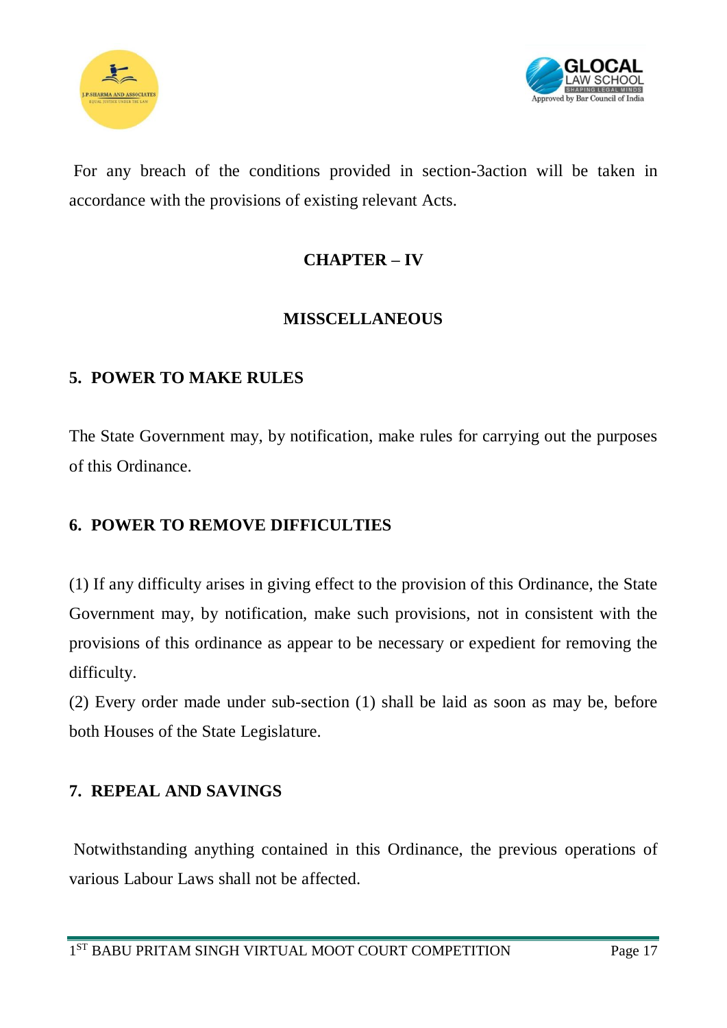For any breach of the conditions provided in section-3action will be taken in accordance with the provisions of existing relevant Acts.

## CHAPTER – IV

## MISSCELLANEOUS

### 5. POWER TO MAKE RULES

The State Government may, by notification, make rules for carrying out the purposes of this Ordinance.

### 6. POWER TO REMOVE DIFFICULTIES

(1) If any difficulty arises in giving effect to the provision of this Ordinance, the State Government may, by notification, make such provisions, not in consistent with the provisions of this ordinance as appear to be necessary or expedient for removing the difficulty.

(2) Every order made under sub-section (1) shall be laid as soon as may be, before both Houses of the State Legislature.

### 7. REPEAL AND SAVINGS

Notwithstanding anything contained in this Ordinance, the previous operations of various Labour Laws shall not be affected.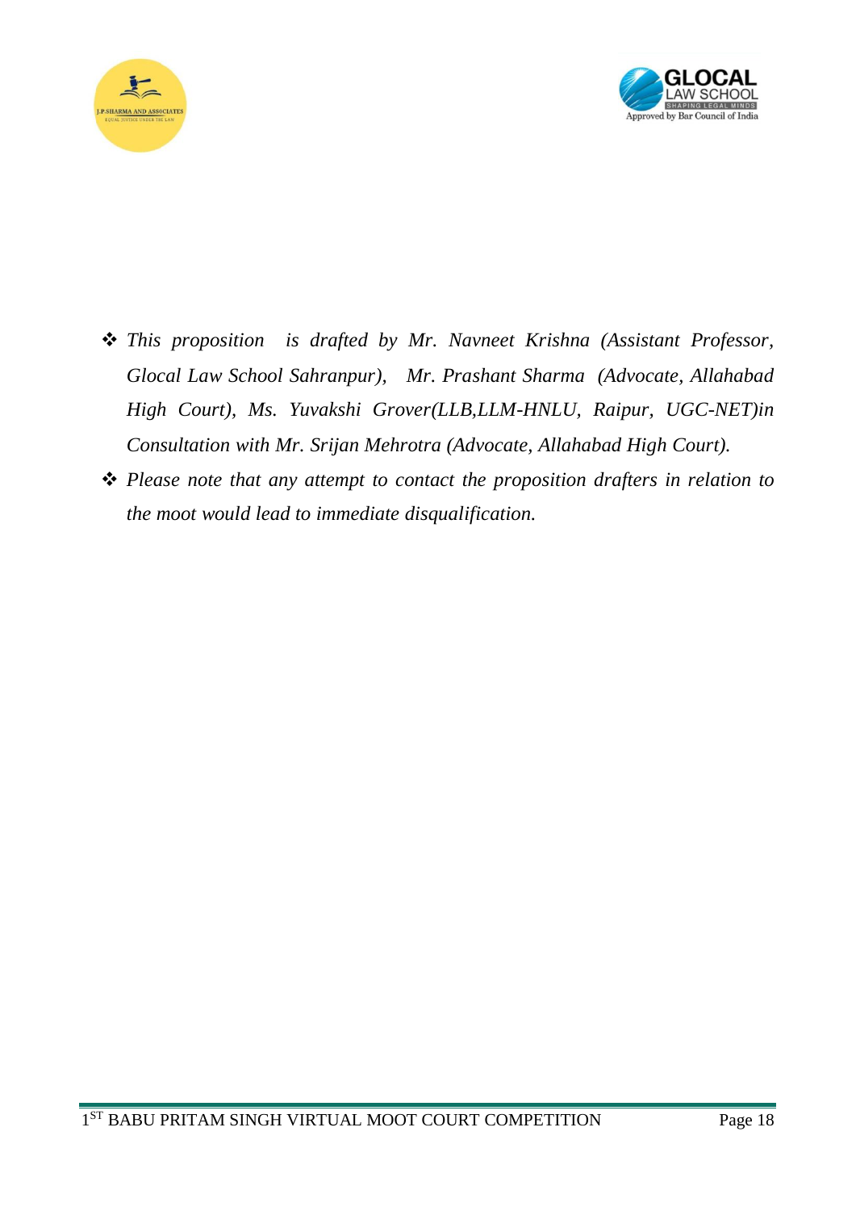- *This proposition is drafted by Mr. Navneet Krishna (Assistant Professor, Glocal Law School Sahranpur), Mr. Prashant Sharma (Advocate, Allahabad High Court), Ms. Yuvakshi Grover(LLB,LLM-HNLU, Raipur, UGC-NET)in Consultation with Mr. Srijan Mehrotra (Advocate, Allahabad High Court).*
- *Please note that any attempt to contact the proposition drafters in relation to the moot would lead to immediate disqualification.*